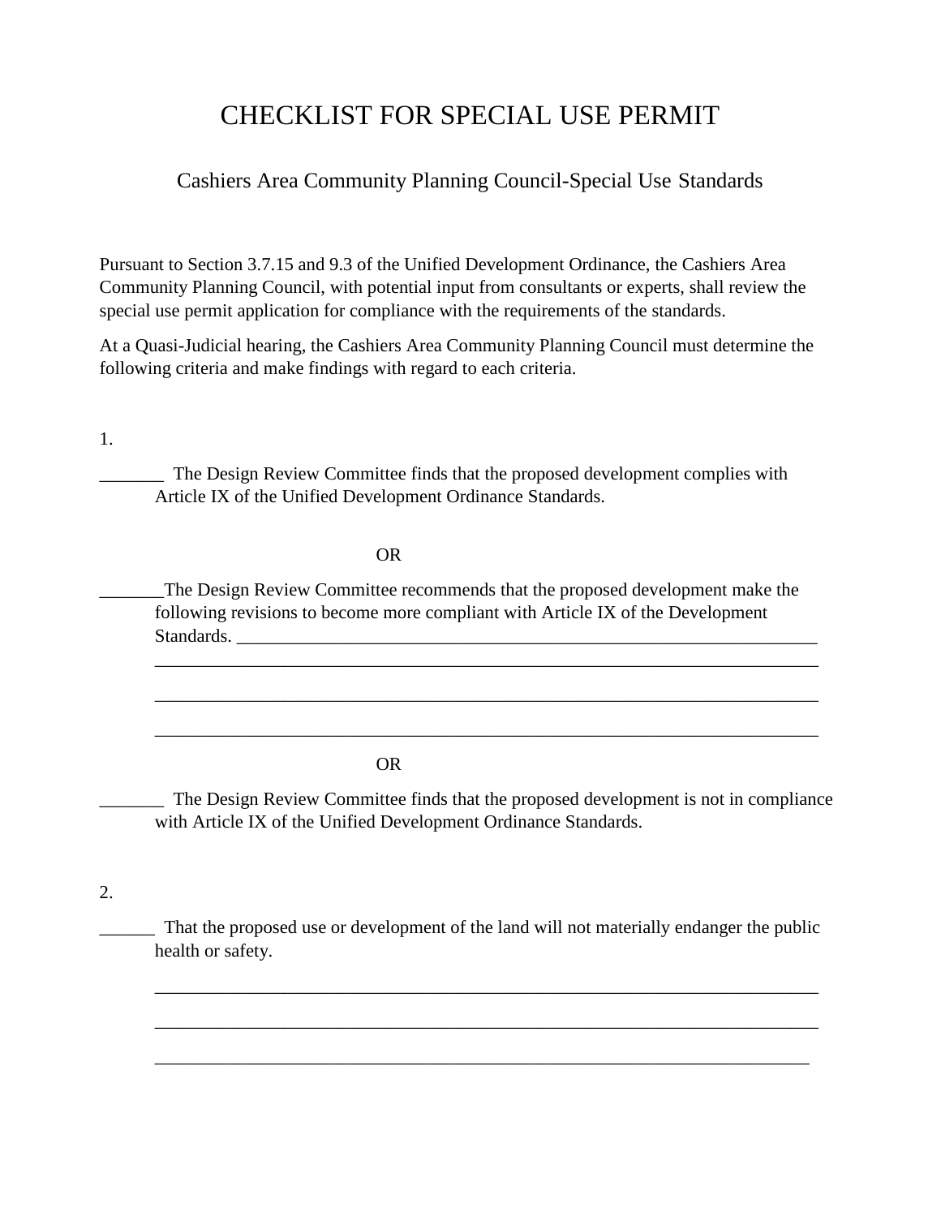# CHECKLIST FOR SPECIAL USE PERMIT

## Cashiers Area Community Planning Council-Special Use Standards

Pursuant to Section 3.7.15 and 9.3 of the Unified Development Ordinance, the Cashiers Area Community Planning Council, with potential input from consultants or experts, shall review the special use permit application for compliance with the requirements of the standards.

At a Quasi-Judicial hearing, the Cashiers Area Community Planning Council must determine the following criteria and make findings with regard to each criteria.

1.

_______ The Design Review Committee finds that the proposed development complies with Article IX of the Unified Development Ordinance Standards.

OR

_______The Design Review Committee recommends that the proposed development make the following revisions to become more compliant with Article IX of the Development Standards. ___________________________________________________________________
___________________________________________________________________________
___________________________________________________________________________
___________________________________________________________________________

OR

_______ The Design Review Committee finds that the proposed development is not in compliance with Article IX of the Unified Development Ordinance Standards.

2.

______ That the proposed use or development of the land will not materially endanger the public health or safety.

___________________________________________________________________________
___________________________________________________________________________
__________________________________________________________________________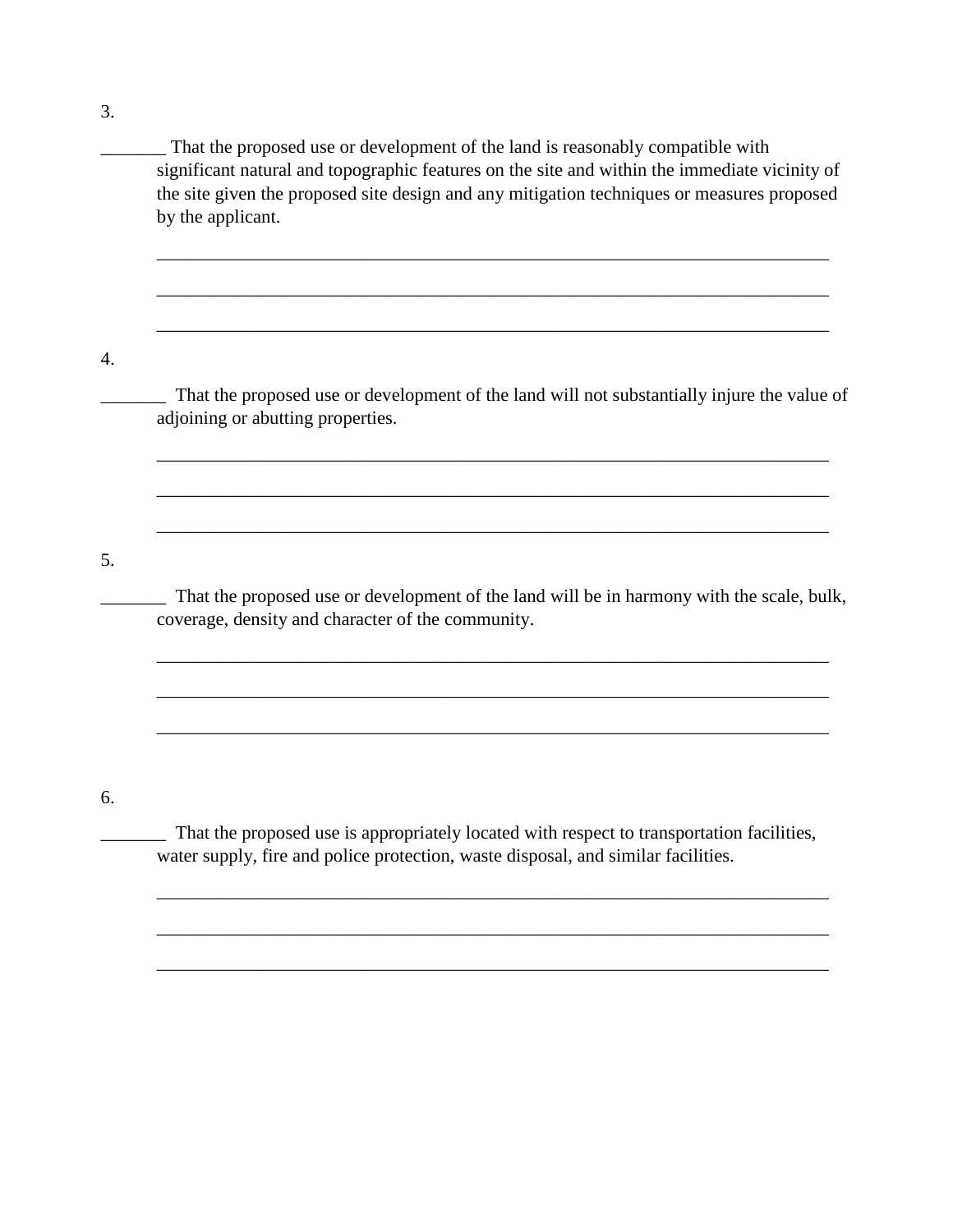3.

_______ That the proposed use or development of the land is reasonably compatible with significant natural and topographic features on the site and within the immediate vicinity of the site given the proposed site design and any mitigation techniques or measures proposed by the applicant.

___________________________________________________________________________

___________________________________________________________________________

___________________________________________________________________________

4.

_______ That the proposed use or development of the land will not substantially injure the value of adjoining or abutting properties.

___________________________________________________________________________

___________________________________________________________________________

___________________________________________________________________________

5.

_______ That the proposed use or development of the land will be in harmony with the scale, bulk, coverage, density and character of the community.

___________________________________________________________________________

___________________________________________________________________________

___________________________________________________________________________

6.

_______ That the proposed use is appropriately located with respect to transportation facilities, water supply, fire and police protection, waste disposal, and similar facilities.

___________________________________________________________________________

___________________________________________________________________________

___________________________________________________________________________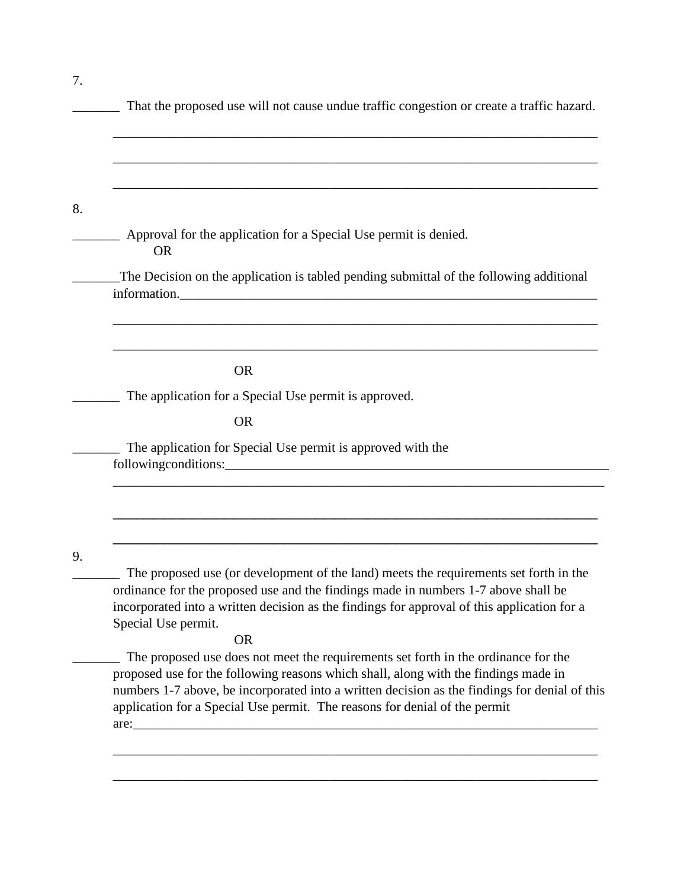7\.

\_\_\_\_\_\_\_ That the proposed use will not cause undue traffic congestion or create a traffic hazard.

\_\_\_\_\_\_\_\_\_\_\_\_\_\_\_\_\_\_\_\_\_\_\_\_\_\_\_\_\_\_\_\_\_\_\_\_\_\_\_\_\_\_\_\_\_\_\_\_\_\_\_\_\_\_\_\_\_\_\_\_\_\_\_\_\_\_\_\_\_\_\_\_\_\_\_\_

\_\_\_\_\_\_\_\_\_\_\_\_\_\_\_\_\_\_\_\_\_\_\_\_\_\_\_\_\_\_\_\_\_\_\_\_\_\_\_\_\_\_\_\_\_\_\_\_\_\_\_\_\_\_\_\_\_\_\_\_\_\_\_\_\_\_\_\_\_\_\_\_\_\_\_\_

\_\_\_\_\_\_\_\_\_\_\_\_\_\_\_\_\_\_\_\_\_\_\_\_\_\_\_\_\_\_\_\_\_\_\_\_\_\_\_\_\_\_\_\_\_\_\_\_\_\_\_\_\_\_\_\_\_\_\_\_\_\_\_\_\_\_\_\_\_\_\_\_\_\_\_\_

8\.

\_\_\_\_\_\_\_ Approval for the application for a Special Use permit is denied.

OR

\_\_\_\_\_\_\_The Decision on the application is tabled pending submittal of the following additional information.\_\_\_\_\_\_\_\_\_\_\_\_\_\_\_\_\_\_\_\_\_\_\_\_\_\_\_\_\_\_\_\_\_\_\_\_\_\_\_\_\_\_\_\_\_\_\_\_\_\_\_\_\_\_\_\_\_\_\_\_\_\_

\_\_\_\_\_\_\_\_\_\_\_\_\_\_\_\_\_\_\_\_\_\_\_\_\_\_\_\_\_\_\_\_\_\_\_\_\_\_\_\_\_\_\_\_\_\_\_\_\_\_\_\_\_\_\_\_\_\_\_\_\_\_\_\_\_\_\_\_\_\_\_\_\_\_\_\_

\_\_\_\_\_\_\_\_\_\_\_\_\_\_\_\_\_\_\_\_\_\_\_\_\_\_\_\_\_\_\_\_\_\_\_\_\_\_\_\_\_\_\_\_\_\_\_\_\_\_\_\_\_\_\_\_\_\_\_\_\_\_\_\_\_\_\_\_\_\_\_\_\_\_\_\_

OR

\_\_\_\_\_\_\_ The application for a Special Use permit is approved.

OR

\_\_\_\_\_\_\_ The application for Special Use permit is approved with the followingconditions:\_\_\_\_\_\_\_\_\_\_\_\_\_\_\_\_\_\_\_\_\_\_\_\_\_\_\_\_\_\_\_\_\_\_\_\_\_\_\_\_\_\_\_\_\_\_\_\_\_\_\_\_\_\_\_\_\_\_\_\_

\_\_\_\_\_\_\_\_\_\_\_\_\_\_\_\_\_\_\_\_\_\_\_\_\_\_\_\_\_\_\_\_\_\_\_\_\_\_\_\_\_\_\_\_\_\_\_\_\_\_\_\_\_\_\_\_\_\_\_\_\_\_\_\_\_\_\_\_\_\_\_\_\_\_\_\_

\_\_\_\_\_\_\_\_\_\_\_\_\_\_\_\_\_\_\_\_\_\_\_\_\_\_\_\_\_\_\_\_\_\_\_\_\_\_\_\_\_\_\_\_\_\_\_\_\_\_\_\_\_\_\_\_\_\_\_\_\_\_\_\_\_\_\_\_\_\_\_\_\_\_\_\_

\_\_\_\_\_\_\_\_\_\_\_\_\_\_\_\_\_\_\_\_\_\_\_\_\_\_\_\_\_\_\_\_\_\_\_\_\_\_\_\_\_\_\_\_\_\_\_\_\_\_\_\_\_\_\_\_\_\_\_\_\_\_\_\_\_\_\_\_\_\_\_\_\_\_\_\_

9\.

\_\_\_\_\_\_\_ The proposed use (or development of the land) meets the requirements set forth in the ordinance for the proposed use and the findings made in numbers 1-7 above shall be incorporated into a written decision as the findings for approval of this application for a Special Use permit.

OR

\_\_\_\_\_\_\_ The proposed use does not meet the requirements set forth in the ordinance for the proposed use for the following reasons which shall, along with the findings made in numbers 1-7 above, be incorporated into a written decision as the findings for denial of this application for a Special Use permit. The reasons for denial of the permit are:\_\_\_\_\_\_\_\_\_\_\_\_\_\_\_\_\_\_\_\_\_\_\_\_\_\_\_\_\_\_\_\_\_\_\_\_\_\_\_\_\_\_\_\_\_\_\_\_\_\_\_\_\_\_\_\_\_\_\_\_\_\_\_\_\_\_\_\_\_\_

\_\_\_\_\_\_\_\_\_\_\_\_\_\_\_\_\_\_\_\_\_\_\_\_\_\_\_\_\_\_\_\_\_\_\_\_\_\_\_\_\_\_\_\_\_\_\_\_\_\_\_\_\_\_\_\_\_\_\_\_\_\_\_\_\_\_\_\_\_\_\_\_\_\_\_\_

\_\_\_\_\_\_\_\_\_\_\_\_\_\_\_\_\_\_\_\_\_\_\_\_\_\_\_\_\_\_\_\_\_\_\_\_\_\_\_\_\_\_\_\_\_\_\_\_\_\_\_\_\_\_\_\_\_\_\_\_\_\_\_\_\_\_\_\_\_\_\_\_\_\_\_\_